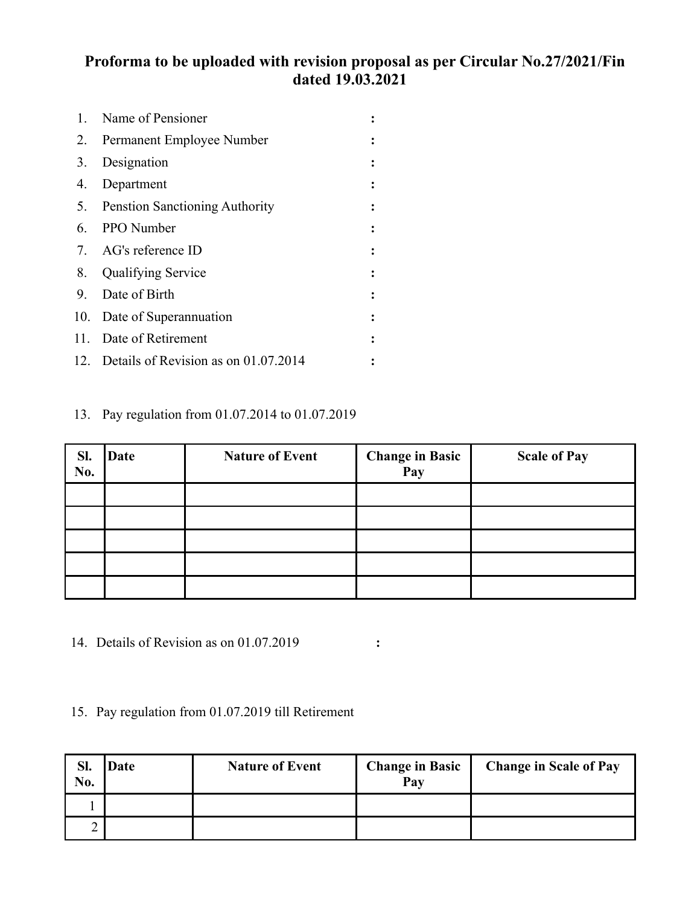# Proforma to be uploaded with revision proposal as per Circular No.27/2021/Fin dated 19.03.2021

1. Name of Pensioner :
2. Permanent Employee Number :
3. Designation :
4. Department :
5. Penstion Sanctioning Authority :
6. PPO Number :
7. AG's reference ID :
8. Qualifying Service :
9. Date of Birth :
10. Date of Superannuation :
11. Date of Retirement :
12. Details of Revision as on 01.07.2014 :

13. Pay regulation from 01.07.2014 to 01.07.2019

| Sl. No. | Date | Nature of Event | Change in Basic Pay | Scale of Pay |
|---|---|---|---|---|
| | | | | |
| | | | | |
| | | | | |
| | | | | |
| | | | | |

14. Details of Revision as on 01.07.2019 :

15. Pay regulation from 01.07.2019 till Retirement

| Sl. No. | Date | Nature of Event | Change in Basic Pay | Change in Scale of Pay |
|---|---|---|---|---|
| 1 | | | | |
| 2 | | | | |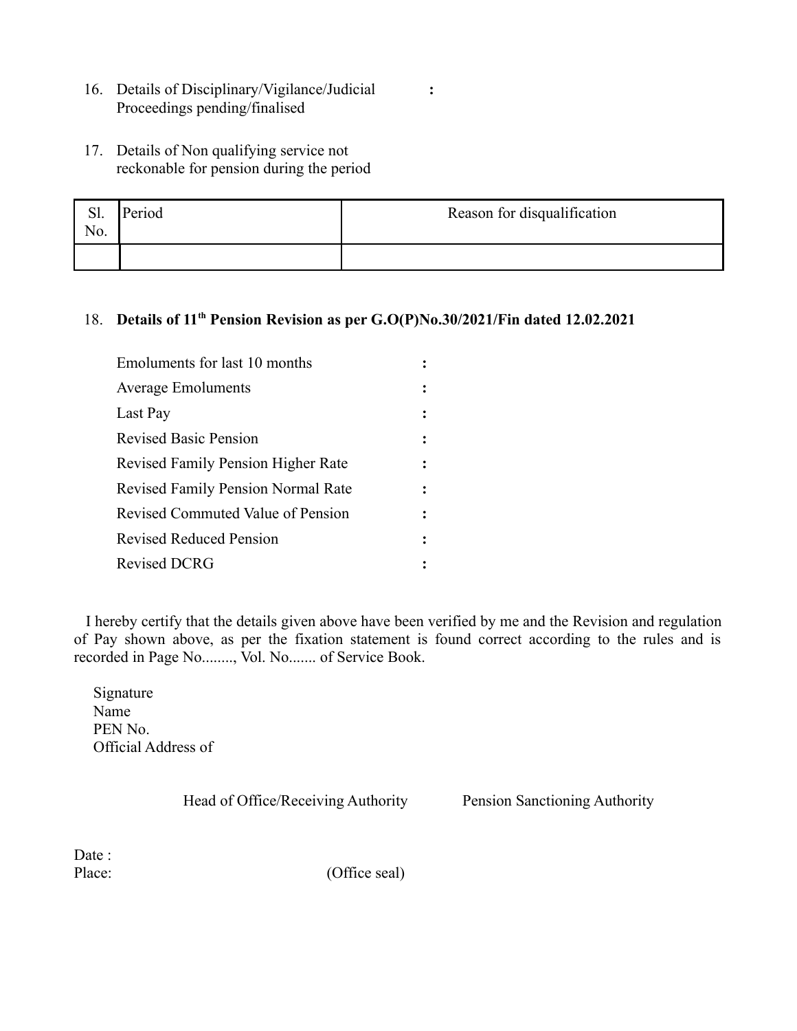16. Details of Disciplinary/Vigilance/Judicial Proceedings pending/finalised :

17. Details of Non qualifying service not reckonable for pension during the period

| Sl. No. | Period | Reason for disqualification |
|---|---|---|
| | | |

18. **Details of 11th Pension Revision as per G.O(P)No.30/2021/Fin dated 12.02.2021**

Emoluments for last 10 months :

Average Emoluments :

Last Pay :

Revised Basic Pension :

Revised Family Pension Higher Rate :

Revised Family Pension Normal Rate :

Revised Commuted Value of Pension :

Revised Reduced Pension :

Revised DCRG :

I hereby certify that the details given above have been verified by me and the Revision and regulation of Pay shown above, as per the fixation statement is found correct according to the rules and is recorded in Page No........, Vol. No....... of Service Book.

Signature
Name
PEN No.
Official Address of

Head of Office/Receiving Authority          Pension Sanctioning Authority

Date :
Place:          (Office seal)